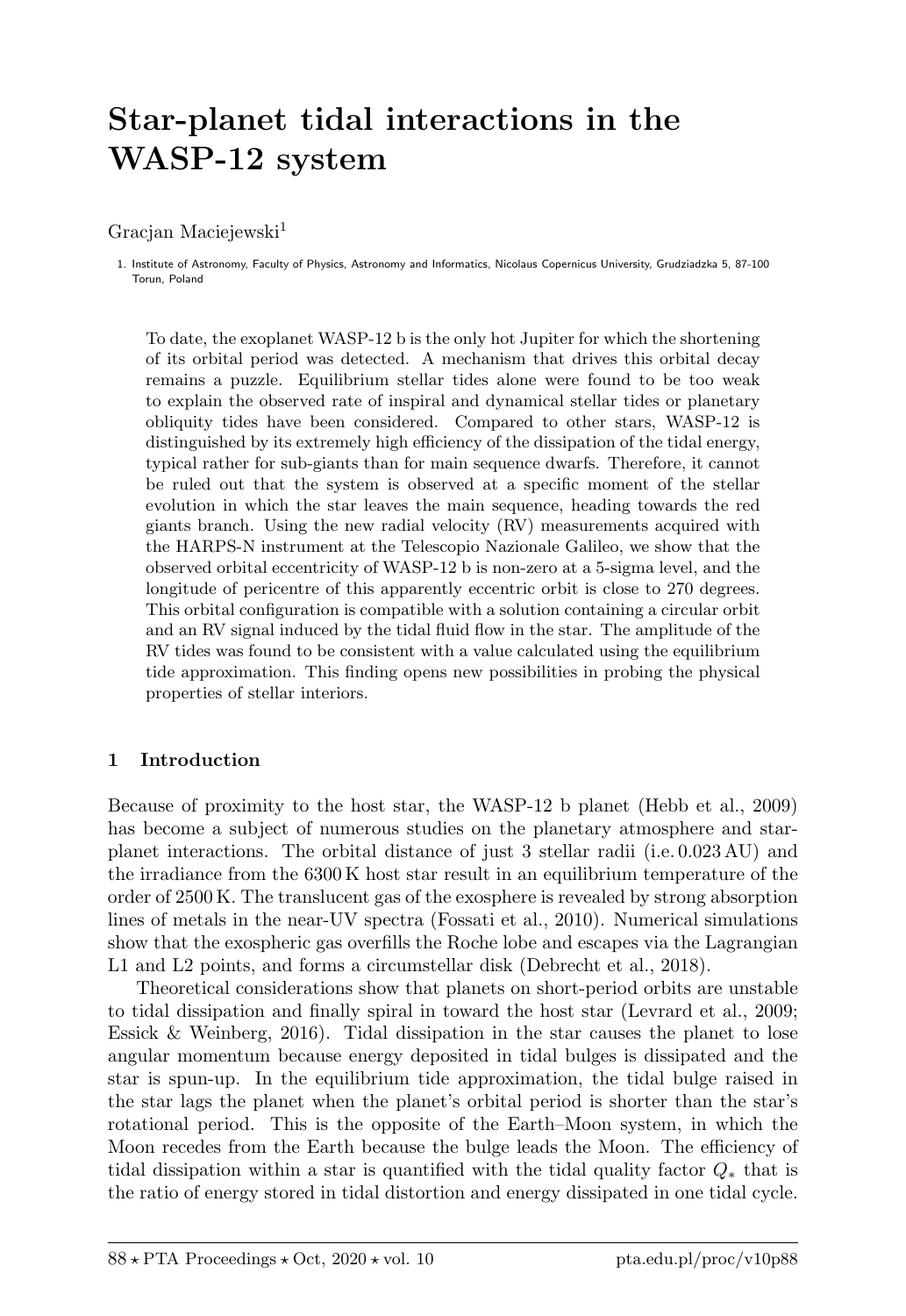# Star-planet tidal interactions in the WASP-12 system

Gracjan Maciejewski[1]

1. Institute of Astronomy, Faculty of Physics, Astronomy and Informatics, Nicolaus Copernicus University, Grudziadzka 5, 87-100 Torun, Poland

To date, the exoplanet WASP-12 b is the only hot Jupiter for which the shortening of its orbital period was detected. A mechanism that drives this orbital decay remains a puzzle. Equilibrium stellar tides alone were found to be too weak to explain the observed rate of inspiral and dynamical stellar tides or planetary obliquity tides have been considered. Compared to other stars, WASP-12 is distinguished by its extremely high efficiency of the dissipation of the tidal energy, typical rather for sub-giants than for main sequence dwarfs. Therefore, it cannot be ruled out that the system is observed at a specific moment of the stellar evolution in which the star leaves the main sequence, heading towards the red giants branch. Using the new radial velocity (RV) measurements acquired with the HARPS-N instrument at the Telescopio Nazionale Galileo, we show that the observed orbital eccentricity of WASP-12 b is non-zero at a 5-sigma level, and the longitude of pericentre of this apparently eccentric orbit is close to 270 degrees. This orbital configuration is compatible with a solution containing a circular orbit and an RV signal induced by the tidal fluid flow in the star. The amplitude of the RV tides was found to be consistent with a value calculated using the equilibrium tide approximation. This finding opens new possibilities in probing the physical properties of stellar interiors.

## 1 Introduction

Because of proximity to the host star, the WASP-12 b planet (Hebb et al., 2009) has become a subject of numerous studies on the planetary atmosphere and star-planet interactions. The orbital distance of just 3 stellar radii (i.e. 0.023 AU) and the irradiance from the 6300 K host star result in an equilibrium temperature of the order of 2500 K. The translucent gas of the exosphere is revealed by strong absorption lines of metals in the near-UV spectra (Fossati et al., 2010). Numerical simulations show that the exospheric gas overfills the Roche lobe and escapes via the Lagrangian L1 and L2 points, and forms a circumstellar disk (Debrecht et al., 2018).

Theoretical considerations show that planets on short-period orbits are unstable to tidal dissipation and finally spiral in toward the host star (Levrard et al., 2009; Essick & Weinberg, 2016). Tidal dissipation in the star causes the planet to lose angular momentum because energy deposited in tidal bulges is dissipated and the star is spun-up. In the equilibrium tide approximation, the tidal bulge raised in the star lags the planet when the planet's orbital period is shorter than the star's rotational period. This is the opposite of the Earth–Moon system, in which the Moon recedes from the Earth because the bulge leads the Moon. The efficiency of tidal dissipation within a star is quantified with the tidal quality factor $Q_*$ that is the ratio of energy stored in tidal distortion and energy dissipated in one tidal cycle.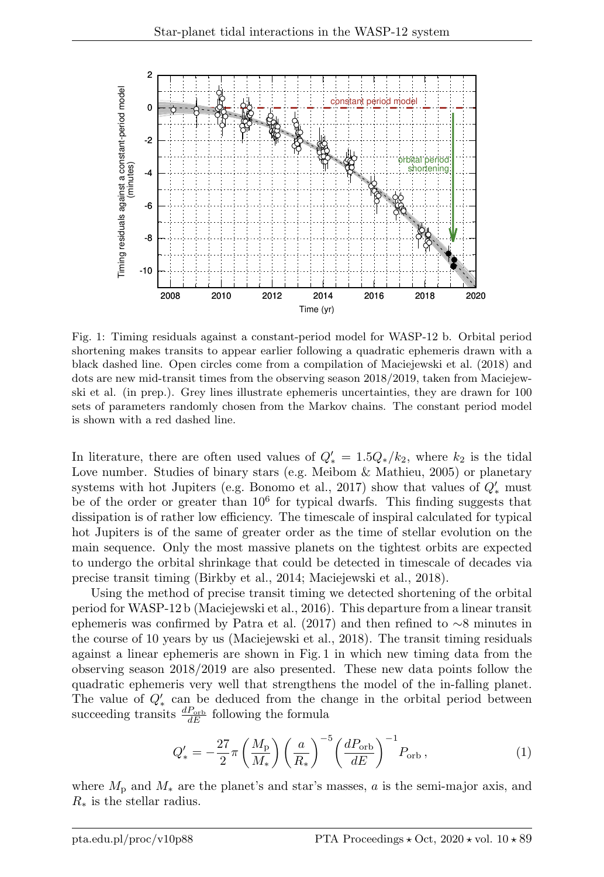Fig. 1: Timing residuals against a constant-period model for WASP-12 b. Orbital period shortening makes transits to appear earlier following a quadratic ephemeris drawn with a black dashed line. Open circles come from a compilation of Maciejewski et al. (2018) and dots are new mid-transit times from the observing season 2018/2019, taken from Maciejewski et al. (in prep.). Grey lines illustrate ephemeris uncertainties, they are drawn for 100 sets of parameters randomly chosen from the Markov chains. The constant period model is shown with a red dashed line.

In literature, there are often used values of $Q'_* = 1.5Q_*/k_2$, where $k_2$ is the tidal Love number. Studies of binary stars (e.g. Meibom & Mathieu, 2005) or planetary systems with hot Jupiters (e.g. Bonomo et al., 2017) show that values of $Q'_*$ must be of the order or greater than $10^6$ for typical dwarfs. This finding suggests that dissipation is of rather low efficiency. The timescale of inspiral calculated for typical hot Jupiters is of the same of greater order as the time of stellar evolution on the main sequence. Only the most massive planets on the tightest orbits are expected to undergo the orbital shrinkage that could be detected in timescale of decades via precise transit timing (Birkby et al., 2014; Maciejewski et al., 2018).

Using the method of precise transit timing we detected shortening of the orbital period for WASP-12 b (Maciejewski et al., 2016). This departure from a linear transit ephemeris was confirmed by Patra et al. (2017) and then refined to ∼8 minutes in the course of 10 years by us (Maciejewski et al., 2018). The transit timing residuals against a linear ephemeris are shown in Fig. 1 in which new timing data from the observing season 2018/2019 are also presented. These new data points follow the quadratic ephemeris very well that strengthens the model of the in-falling planet. The value of $Q'_*$ can be deduced from the change in the orbital period between succeeding transits $\frac{dP_{\rm orb}}{dE}$ following the formula

$$Q'_* = -\frac{27}{2}\pi \left(\frac{M_{\rm p}}{M_*}\right) \left(\frac{a}{R_*}\right)^{-5} \left(\frac{dP_{\rm orb}}{dE}\right)^{-1} P_{\rm orb}\,, \tag{1}$$

where $M_{\rm p}$ and $M_*$ are the planet's and star's masses, $a$ is the semi-major axis, and $R_*$ is the stellar radius.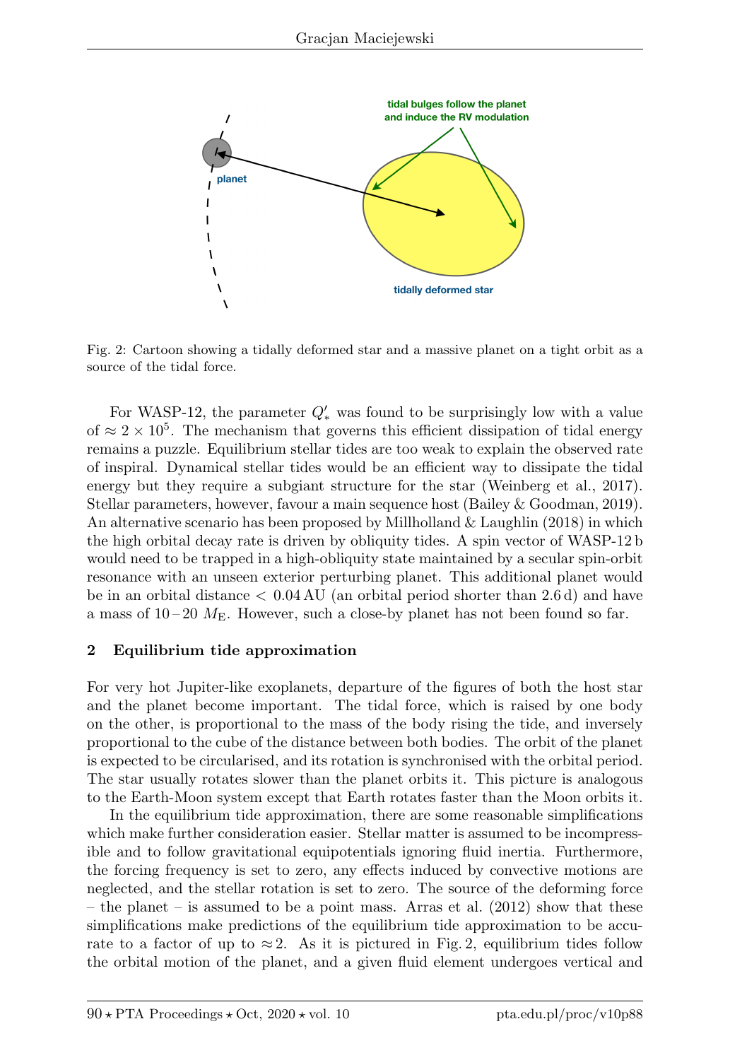Fig. 2: Cartoon showing a tidally deformed star and a massive planet on a tight orbit as a source of the tidal force.

For WASP-12, the parameter $Q'_*$ was found to be surprisingly low with a value of $\approx 2 \times 10^5$. The mechanism that governs this efficient dissipation of tidal energy remains a puzzle. Equilibrium stellar tides are too weak to explain the observed rate of inspiral. Dynamical stellar tides would be an efficient way to dissipate the tidal energy but they require a subgiant structure for the star (Weinberg et al., 2017). Stellar parameters, however, favour a main sequence host (Bailey & Goodman, 2019). An alternative scenario has been proposed by Millholland & Laughlin (2018) in which the high orbital decay rate is driven by obliquity tides. A spin vector of WASP-12 b would need to be trapped in a high-obliquity state maintained by a secular spin-orbit resonance with an unseen exterior perturbing planet. This additional planet would be in an orbital distance $< 0.04$ AU (an orbital period shorter than 2.6 d) and have a mass of $10-20$ $M_{\mathrm{E}}$. However, such a close-by planet has not been found so far.

## 2 Equilibrium tide approximation

For very hot Jupiter-like exoplanets, departure of the figures of both the host star and the planet become important. The tidal force, which is raised by one body on the other, is proportional to the mass of the body rising the tide, and inversely proportional to the cube of the distance between both bodies. The orbit of the planet is expected to be circularised, and its rotation is synchronised with the orbital period. The star usually rotates slower than the planet orbits it. This picture is analogous to the Earth-Moon system except that Earth rotates faster than the Moon orbits it.

In the equilibrium tide approximation, there are some reasonable simplifications which make further consideration easier. Stellar matter is assumed to be incompressible and to follow gravitational equipotentials ignoring fluid inertia. Furthermore, the forcing frequency is set to zero, any effects induced by convective motions are neglected, and the stellar rotation is set to zero. The source of the deforming force – the planet – is assumed to be a point mass. Arras et al. (2012) show that these simplifications make predictions of the equilibrium tide approximation to be accurate to a factor of up to $\approx 2$. As it is pictured in Fig. 2, equilibrium tides follow the orbital motion of the planet, and a given fluid element undergoes vertical and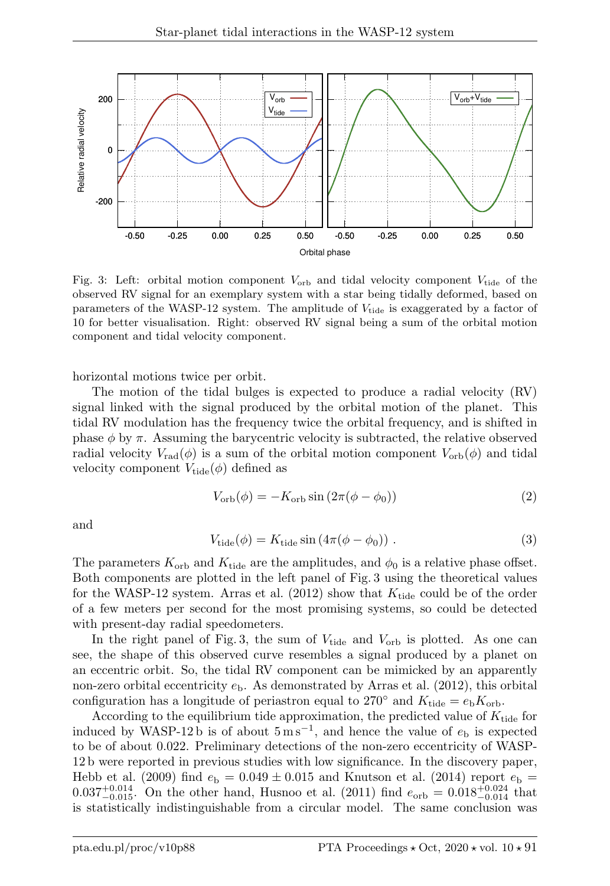Fig. 3: Left: orbital motion component $V_{\rm orb}$ and tidal velocity component $V_{\rm tide}$ of the observed RV signal for an exemplary system with a star being tidally deformed, based on parameters of the WASP-12 system. The amplitude of $V_{\rm tide}$ is exaggerated by a factor of 10 for better visualisation. Right: observed RV signal being a sum of the orbital motion component and tidal velocity component.

horizontal motions twice per orbit.

The motion of the tidal bulges is expected to produce a radial velocity (RV) signal linked with the signal produced by the orbital motion of the planet. This tidal RV modulation has the frequency twice the orbital frequency, and is shifted in phase $\phi$ by $\pi$. Assuming the barycentric velocity is subtracted, the relative observed radial velocity $V_{\rm rad}(\phi)$ is a sum of the orbital motion component $V_{\rm orb}(\phi)$ and tidal velocity component $V_{\rm tide}(\phi)$ defined as

$$V_{\rm orb}(\phi) = -K_{\rm orb} \sin\left(2\pi(\phi - \phi_0)\right) \tag{2}$$

and

$$V_{\rm tide}(\phi) = K_{\rm tide} \sin\left(4\pi(\phi - \phi_0)\right) . \tag{3}$$

The parameters $K_{\rm orb}$ and $K_{\rm tide}$ are the amplitudes, and $\phi_0$ is a relative phase offset. Both components are plotted in the left panel of Fig. 3 using the theoretical values for the WASP-12 system. Arras et al. (2012) show that $K_{\rm tide}$ could be of the order of a few meters per second for the most promising systems, so could be detected with present-day radial speedometers.

In the right panel of Fig. 3, the sum of $V_{\rm tide}$ and $V_{\rm orb}$ is plotted. As one can see, the shape of this observed curve resembles a signal produced by a planet on an eccentric orbit. So, the tidal RV component can be mimicked by an apparently non-zero orbital eccentricity $e_{\rm b}$. As demonstrated by Arras et al. (2012), this orbital configuration has a longitude of periastron equal to 270° and $K_{\rm tide} = e_{\rm b} K_{\rm orb}$.

According to the equilibrium tide approximation, the predicted value of $K_{\rm tide}$ for induced by WASP-12 b is of about $5\,{\rm m\,s^{-1}}$, and hence the value of $e_{\rm b}$ is expected to be of about 0.022. Preliminary detections of the non-zero eccentricity of WASP-12 b were reported in previous studies with low significance. In the discovery paper, Hebb et al. (2009) find $e_{\rm b} = 0.049 \pm 0.015$ and Knutson et al. (2014) report $e_{\rm b} = 0.037^{+0.014}_{-0.015}$. On the other hand, Husnoo et al. (2011) find $e_{\rm orb} = 0.018^{+0.024}_{-0.014}$ that is statistically indistinguishable from a circular model. The same conclusion was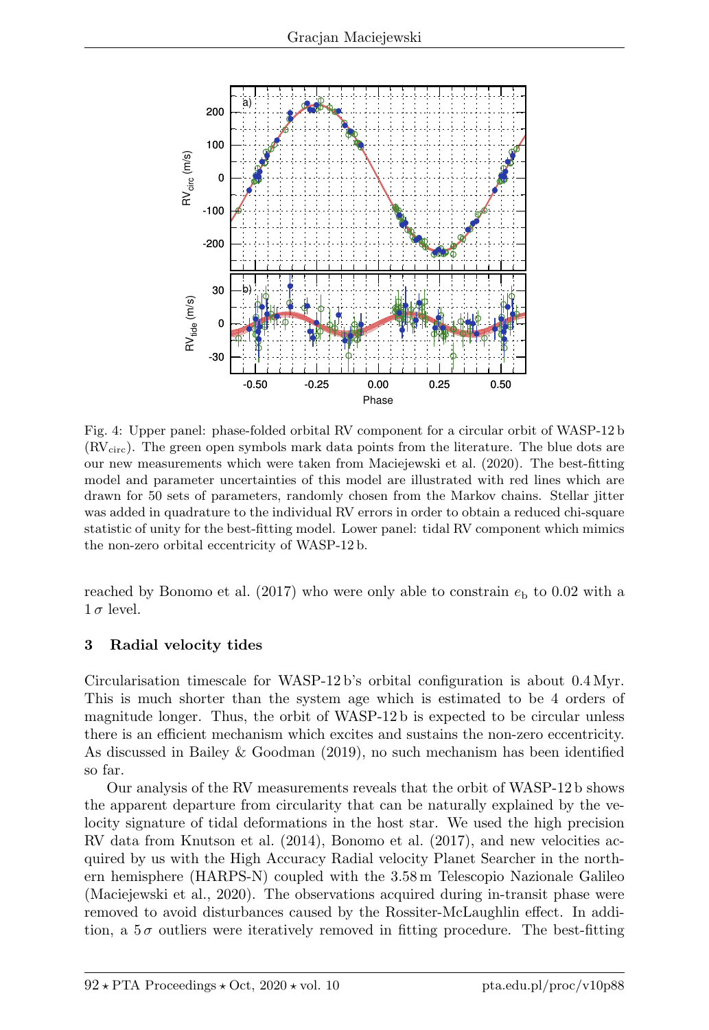Fig. 4: Upper panel: phase-folded orbital RV component for a circular orbit of WASP-12 b ($RV_{circ}$). The green open symbols mark data points from the literature. The blue dots are our new measurements which were taken from Maciejewski et al. (2020). The best-fitting model and parameter uncertainties of this model are illustrated with red lines which are drawn for 50 sets of parameters, randomly chosen from the Markov chains. Stellar jitter was added in quadrature to the individual RV errors in order to obtain a reduced chi-square statistic of unity for the best-fitting model. Lower panel: tidal RV component which mimics the non-zero orbital eccentricity of WASP-12 b.

reached by Bonomo et al. (2017) who were only able to constrain $e_b$ to 0.02 with a $1\,\sigma$ level.

## 3 Radial velocity tides

Circularisation timescale for WASP-12 b's orbital configuration is about 0.4 Myr. This is much shorter than the system age which is estimated to be 4 orders of magnitude longer. Thus, the orbit of WASP-12 b is expected to be circular unless there is an efficient mechanism which excites and sustains the non-zero eccentricity. As discussed in Bailey & Goodman (2019), no such mechanism has been identified so far.

Our analysis of the RV measurements reveals that the orbit of WASP-12 b shows the apparent departure from circularity that can be naturally explained by the velocity signature of tidal deformations in the host star. We used the high precision RV data from Knutson et al. (2014), Bonomo et al. (2017), and new velocities acquired by us with the High Accuracy Radial velocity Planet Searcher in the northern hemisphere (HARPS-N) coupled with the 3.58 m Telescopio Nazionale Galileo (Maciejewski et al., 2020). The observations acquired during in-transit phase were removed to avoid disturbances caused by the Rossiter-McLaughlin effect. In addition, a $5\,\sigma$ outliers were iteratively removed in fitting procedure. The best-fitting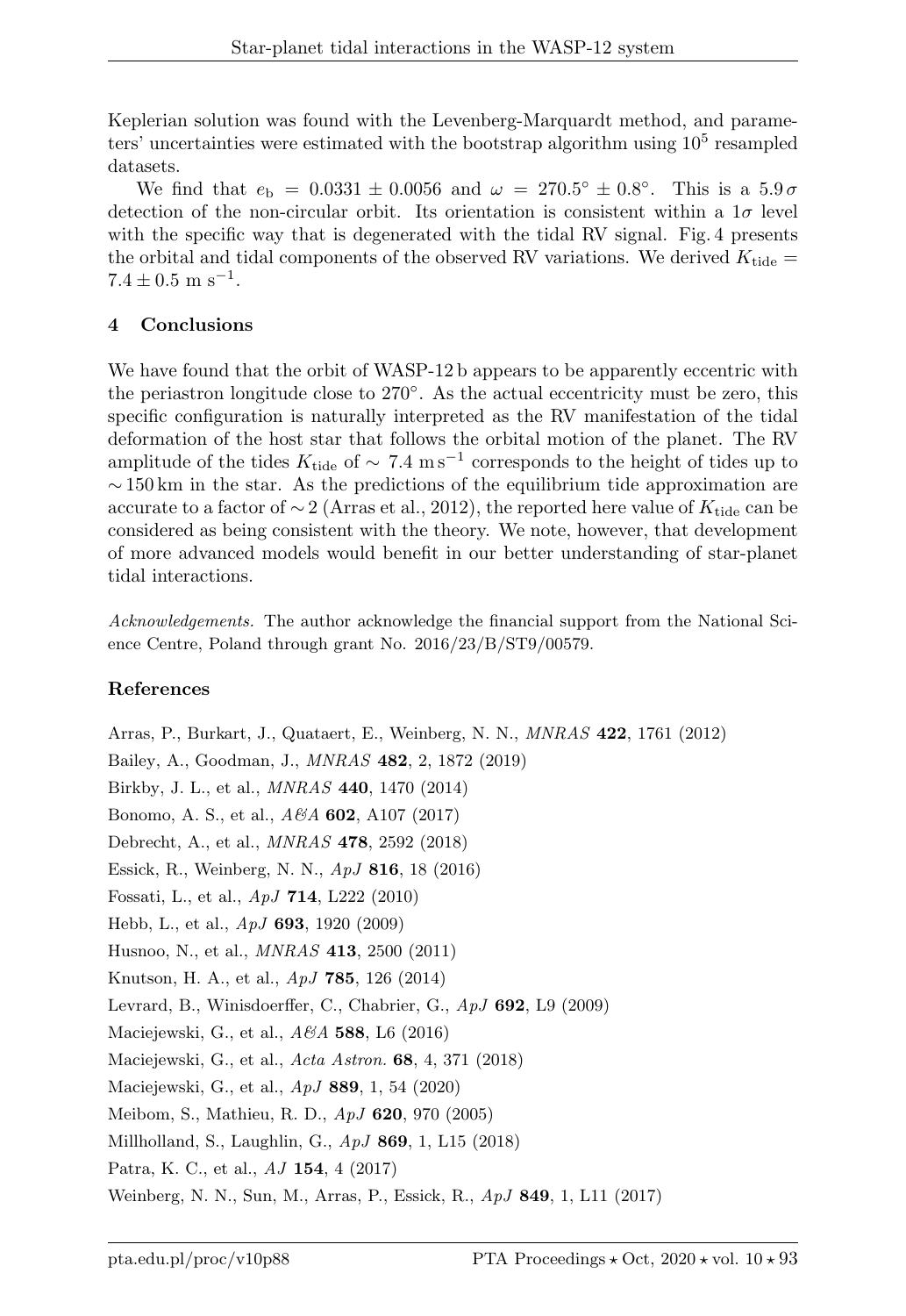Keplerian solution was found with the Levenberg-Marquardt method, and parameters' uncertainties were estimated with the bootstrap algorithm using $10^5$ resampled datasets.

We find that $e_b = 0.0331 \pm 0.0056$ and $\omega = 270.5^\circ \pm 0.8^\circ$. This is a $5.9\,\sigma$ detection of the non-circular orbit. Its orientation is consistent within a $1\sigma$ level with the specific way that is degenerated with the tidal RV signal. Fig. 4 presents the orbital and tidal components of the observed RV variations. We derived $K_{\rm tide} = 7.4 \pm 0.5$ m s$^{-1}$.

## 4 Conclusions

We have found that the orbit of WASP-12 b appears to be apparently eccentric with the periastron longitude close to $270^\circ$. As the actual eccentricity must be zero, this specific configuration is naturally interpreted as the RV manifestation of the tidal deformation of the host star that follows the orbital motion of the planet. The RV amplitude of the tides $K_{\rm tide}$ of $\sim 7.4$ m s$^{-1}$ corresponds to the height of tides up to $\sim 150$ km in the star. As the predictions of the equilibrium tide approximation are accurate to a factor of $\sim 2$ (Arras et al., 2012), the reported here value of $K_{\rm tide}$ can be considered as being consistent with the theory. We note, however, that development of more advanced models would benefit in our better understanding of star-planet tidal interactions.

*Acknowledgements.* The author acknowledge the financial support from the National Science Centre, Poland through grant No. 2016/23/B/ST9/00579.

## References

Arras, P., Burkart, J., Quataert, E., Weinberg, N. N., *MNRAS* **422**, 1761 (2012)

Bailey, A., Goodman, J., *MNRAS* **482**, 2, 1872 (2019)

Birkby, J. L., et al., *MNRAS* **440**, 1470 (2014)

Bonomo, A. S., et al., *A&A* **602**, A107 (2017)

Debrecht, A., et al., *MNRAS* **478**, 2592 (2018)

Essick, R., Weinberg, N. N., *ApJ* **816**, 18 (2016)

Fossati, L., et al., *ApJ* **714**, L222 (2010)

Hebb, L., et al., *ApJ* **693**, 1920 (2009)

Husnoo, N., et al., *MNRAS* **413**, 2500 (2011)

Knutson, H. A., et al., *ApJ* **785**, 126 (2014)

Levrard, B., Winisdoerffer, C., Chabrier, G., *ApJ* **692**, L9 (2009)

Maciejewski, G., et al., *A&A* **588**, L6 (2016)

Maciejewski, G., et al., *Acta Astron.* **68**, 4, 371 (2018)

Maciejewski, G., et al., *ApJ* **889**, 1, 54 (2020)

Meibom, S., Mathieu, R. D., *ApJ* **620**, 970 (2005)

Millholland, S., Laughlin, G., *ApJ* **869**, 1, L15 (2018)

Patra, K. C., et al., *AJ* **154**, 4 (2017)

Weinberg, N. N., Sun, M., Arras, P., Essick, R., *ApJ* **849**, 1, L11 (2017)